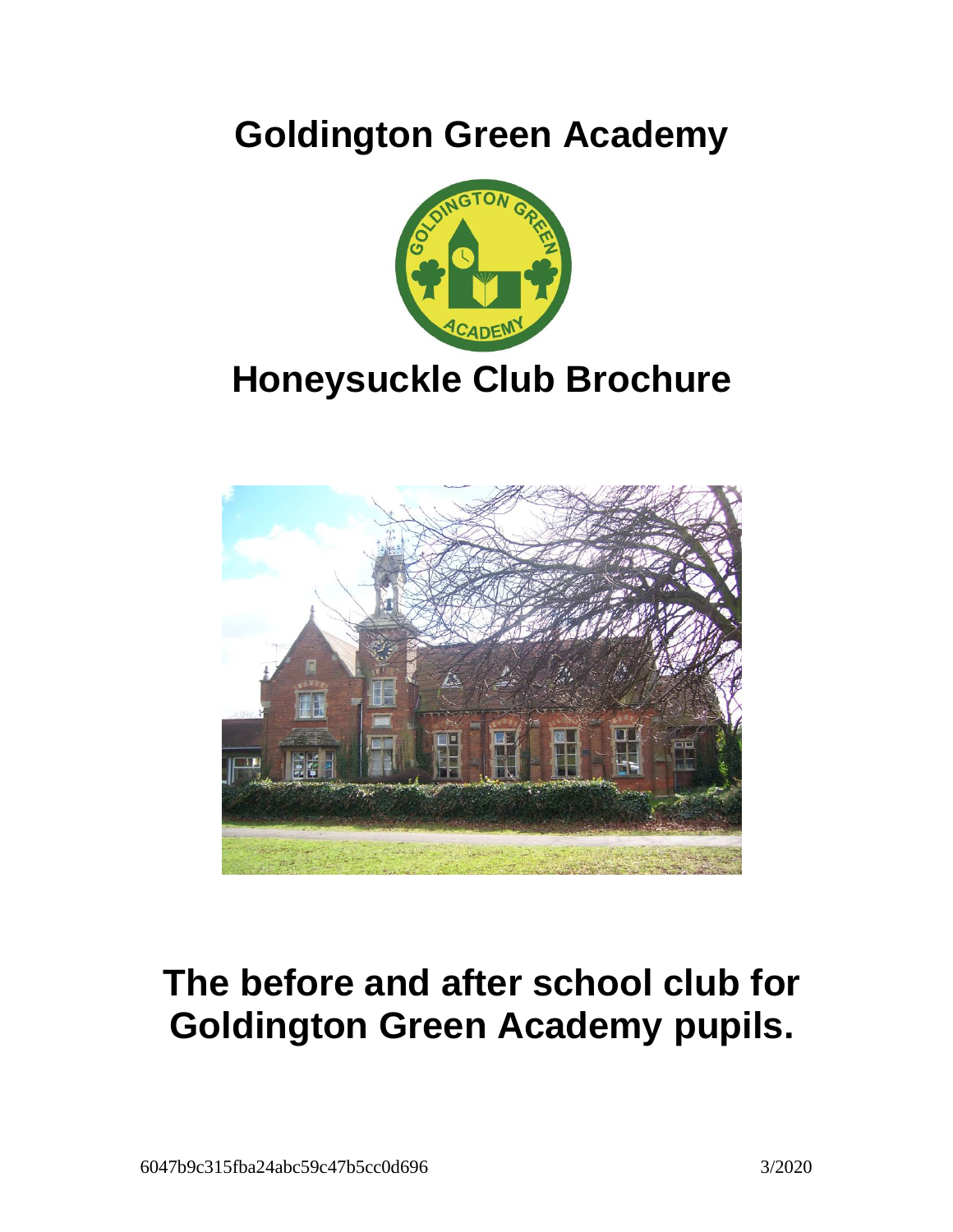# Goldington Green Academy

# Honeysuckle Club Brochure

# The before and after school club for Goldington Green Academy pupils.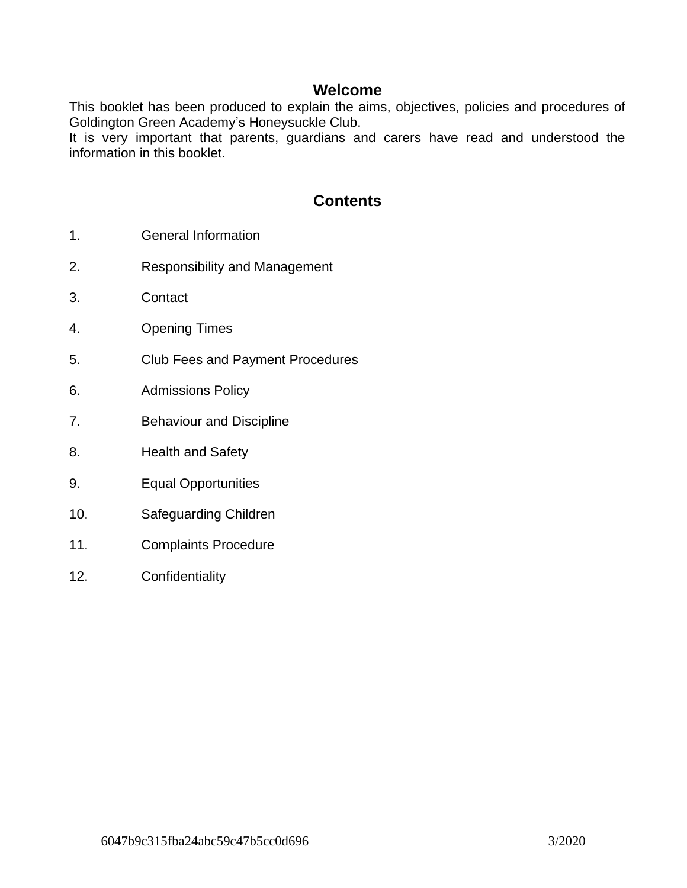## Welcome

This booklet has been produced to explain the aims, objectives, policies and procedures of Goldington Green Academy's Honeysuckle Club.

It is very important that parents, guardians and carers have read and understood the information in this booklet.

## Contents

1. General Information
2. Responsibility and Management
3. Contact
4. Opening Times
5. Club Fees and Payment Procedures
6. Admissions Policy
7. Behaviour and Discipline
8. Health and Safety
9. Equal Opportunities
10. Safeguarding Children
11. Complaints Procedure
12. Confidentiality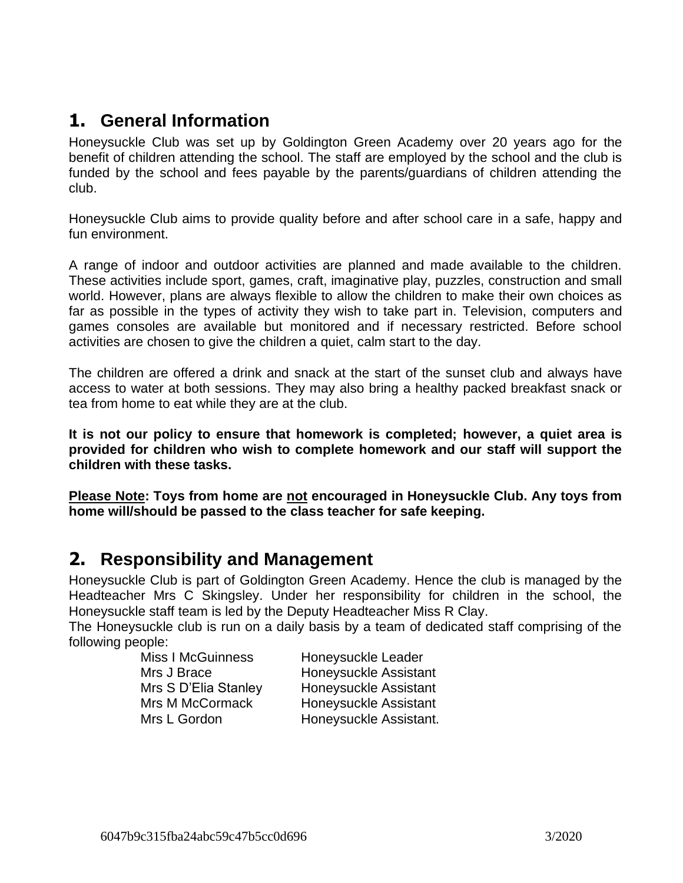## 1. General Information

Honeysuckle Club was set up by Goldington Green Academy over 20 years ago for the benefit of children attending the school. The staff are employed by the school and the club is funded by the school and fees payable by the parents/guardians of children attending the club.

Honeysuckle Club aims to provide quality before and after school care in a safe, happy and fun environment.

A range of indoor and outdoor activities are planned and made available to the children. These activities include sport, games, craft, imaginative play, puzzles, construction and small world. However, plans are always flexible to allow the children to make their own choices as far as possible in the types of activity they wish to take part in. Television, computers and games consoles are available but monitored and if necessary restricted. Before school activities are chosen to give the children a quiet, calm start to the day.

The children are offered a drink and snack at the start of the sunset club and always have access to water at both sessions. They may also bring a healthy packed breakfast snack or tea from home to eat while they are at the club.

**It is not our policy to ensure that homework is completed; however, a quiet area is provided for children who wish to complete homework and our staff will support the children with these tasks.**

**<u>Please Note</u>: Toys from home are <u>not</u> encouraged in Honeysuckle Club. Any toys from home will/should be passed to the class teacher for safe keeping.**

## 2. Responsibility and Management

Honeysuckle Club is part of Goldington Green Academy. Hence the club is managed by the Headteacher Mrs C Skingsley. Under her responsibility for children in the school, the Honeysuckle staff team is led by the Deputy Headteacher Miss R Clay.

The Honeysuckle club is run on a daily basis by a team of dedicated staff comprising of the following people:

| | |
|---|---|
| Miss I McGuinness | Honeysuckle Leader |
| Mrs J Brace | Honeysuckle Assistant |
| Mrs S D'Elia Stanley | Honeysuckle Assistant |
| Mrs M McCormack | Honeysuckle Assistant |
| Mrs L Gordon | Honeysuckle Assistant. |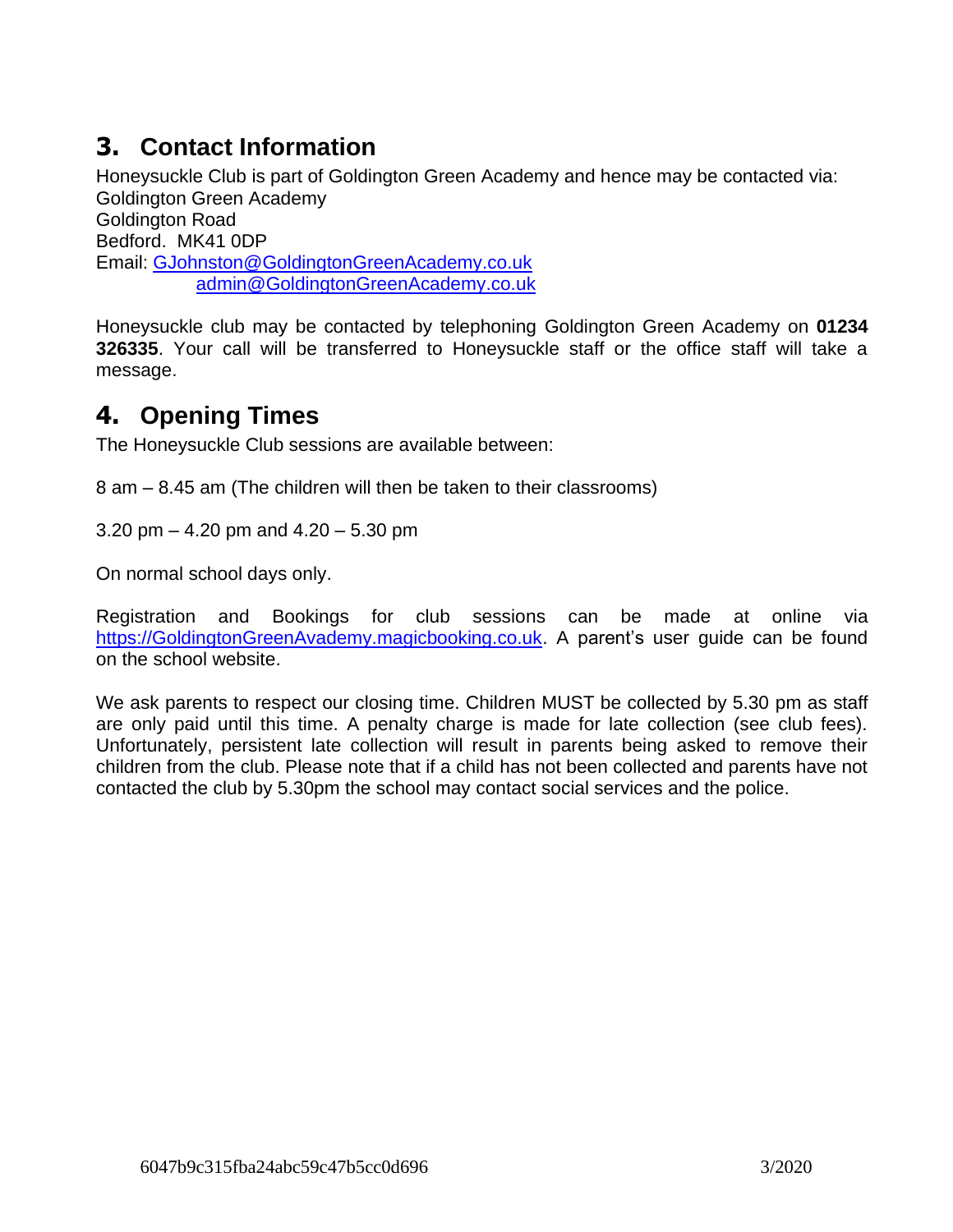## 3. Contact Information

Honeysuckle Club is part of Goldington Green Academy and hence may be contacted via:
Goldington Green Academy
Goldington Road
Bedford. MK41 0DP
Email: GJohnston@GoldingtonGreenAcademy.co.uk
admin@GoldingtonGreenAcademy.co.uk

Honeysuckle club may be contacted by telephoning Goldington Green Academy on **01234 326335**. Your call will be transferred to Honeysuckle staff or the office staff will take a message.

## 4. Opening Times

The Honeysuckle Club sessions are available between:

8 am – 8.45 am (The children will then be taken to their classrooms)

3.20 pm – 4.20 pm and 4.20 – 5.30 pm

On normal school days only.

Registration and Bookings for club sessions can be made at online via https://GoldingtonGreenAvademy.magicbooking.co.uk. A parent's user guide can be found on the school website.

We ask parents to respect our closing time. Children MUST be collected by 5.30 pm as staff are only paid until this time. A penalty charge is made for late collection (see club fees). Unfortunately, persistent late collection will result in parents being asked to remove their children from the club. Please note that if a child has not been collected and parents have not contacted the club by 5.30pm the school may contact social services and the police.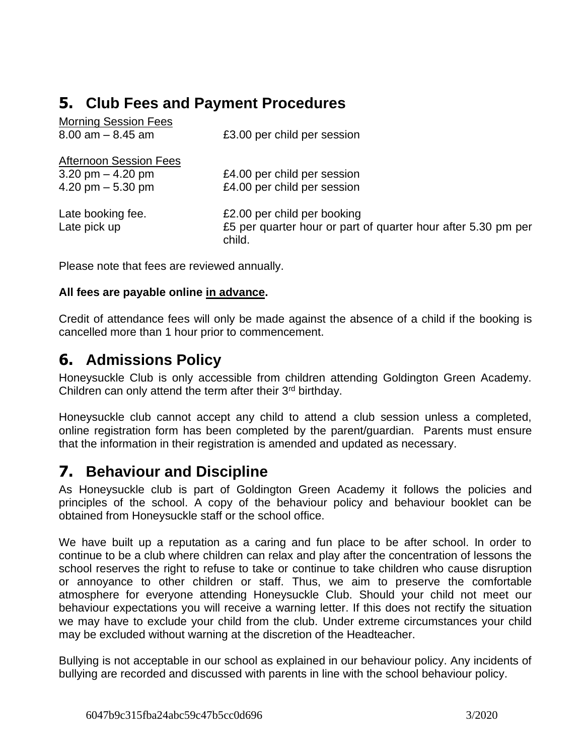## 5. Club Fees and Payment Procedures

<u>Morning Session Fees</u>

| | |
|---|---|
| 8.00 am – 8.45 am | £3.00 per child per session |

<u>Afternoon Session Fees</u>

| | |
|---|---|
| 3.20 pm – 4.20 pm | £4.00 per child per session |
| 4.20 pm – 5.30 pm | £4.00 per child per session |
| Late booking fee. | £2.00 per child per booking |
| Late pick up | £5 per quarter hour or part of quarter hour after 5.30 pm per child. |

Please note that fees are reviewed annually.

**All fees are payable online <u>in advance</u>.**

Credit of attendance fees will only be made against the absence of a child if the booking is cancelled more than 1 hour prior to commencement.

## 6. Admissions Policy

Honeysuckle Club is only accessible from children attending Goldington Green Academy. Children can only attend the term after their 3rd birthday.

Honeysuckle club cannot accept any child to attend a club session unless a completed, online registration form has been completed by the parent/guardian. Parents must ensure that the information in their registration is amended and updated as necessary.

## 7. Behaviour and Discipline

As Honeysuckle club is part of Goldington Green Academy it follows the policies and principles of the school. A copy of the behaviour policy and behaviour booklet can be obtained from Honeysuckle staff or the school office.

We have built up a reputation as a caring and fun place to be after school. In order to continue to be a club where children can relax and play after the concentration of lessons the school reserves the right to refuse to take or continue to take children who cause disruption or annoyance to other children or staff. Thus, we aim to preserve the comfortable atmosphere for everyone attending Honeysuckle Club. Should your child not meet our behaviour expectations you will receive a warning letter. If this does not rectify the situation we may have to exclude your child from the club. Under extreme circumstances your child may be excluded without warning at the discretion of the Headteacher.

Bullying is not acceptable in our school as explained in our behaviour policy. Any incidents of bullying are recorded and discussed with parents in line with the school behaviour policy.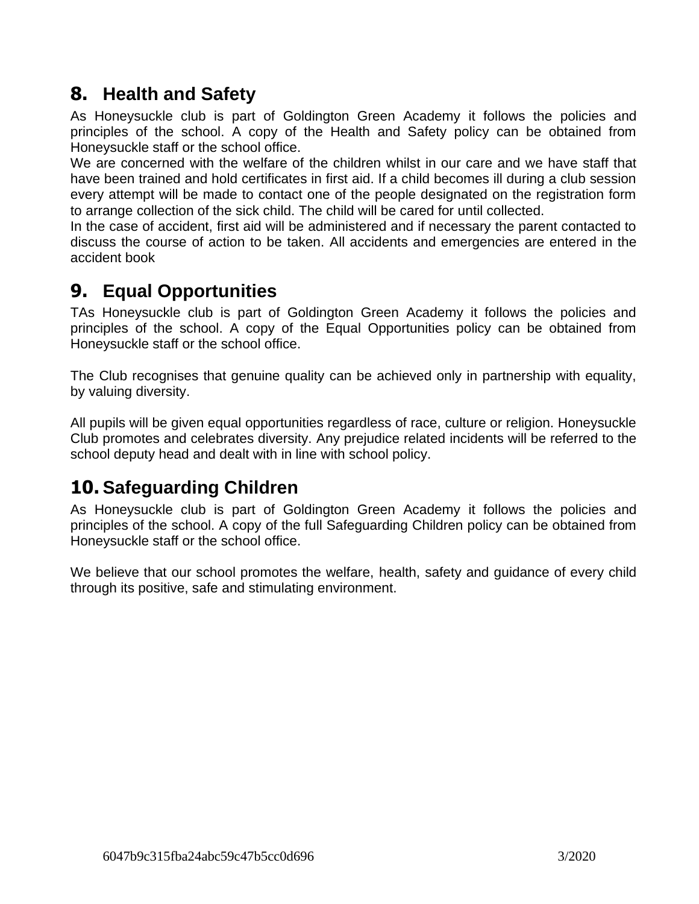## 8. Health and Safety

As Honeysuckle club is part of Goldington Green Academy it follows the policies and principles of the school. A copy of the Health and Safety policy can be obtained from Honeysuckle staff or the school office.
We are concerned with the welfare of the children whilst in our care and we have staff that have been trained and hold certificates in first aid. If a child becomes ill during a club session every attempt will be made to contact one of the people designated on the registration form to arrange collection of the sick child. The child will be cared for until collected.
In the case of accident, first aid will be administered and if necessary the parent contacted to discuss the course of action to be taken. All accidents and emergencies are entered in the accident book

## 9. Equal Opportunities

TAs Honeysuckle club is part of Goldington Green Academy it follows the policies and principles of the school. A copy of the Equal Opportunities policy can be obtained from Honeysuckle staff or the school office.

The Club recognises that genuine quality can be achieved only in partnership with equality, by valuing diversity.

All pupils will be given equal opportunities regardless of race, culture or religion. Honeysuckle Club promotes and celebrates diversity. Any prejudice related incidents will be referred to the school deputy head and dealt with in line with school policy.

## 10. Safeguarding Children

As Honeysuckle club is part of Goldington Green Academy it follows the policies and principles of the school. A copy of the full Safeguarding Children policy can be obtained from Honeysuckle staff or the school office.

We believe that our school promotes the welfare, health, safety and guidance of every child through its positive, safe and stimulating environment.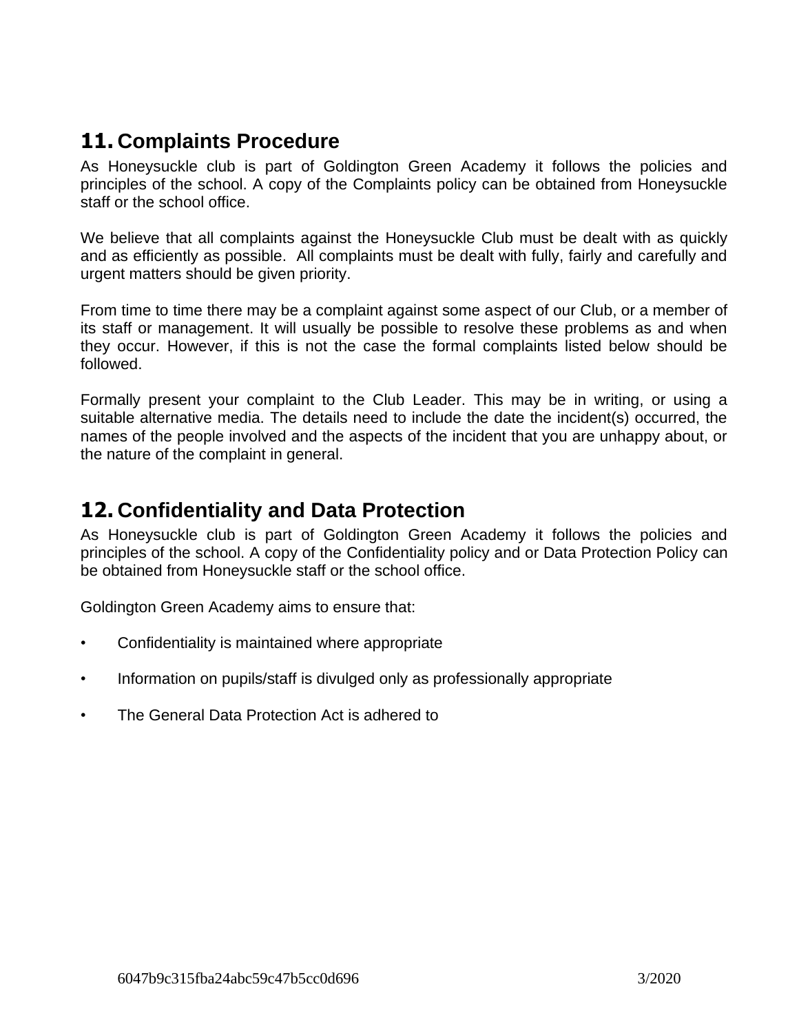## 11. Complaints Procedure

As Honeysuckle club is part of Goldington Green Academy it follows the policies and principles of the school. A copy of the Complaints policy can be obtained from Honeysuckle staff or the school office.

We believe that all complaints against the Honeysuckle Club must be dealt with as quickly and as efficiently as possible. All complaints must be dealt with fully, fairly and carefully and urgent matters should be given priority.

From time to time there may be a complaint against some aspect of our Club, or a member of its staff or management. It will usually be possible to resolve these problems as and when they occur. However, if this is not the case the formal complaints listed below should be followed.

Formally present your complaint to the Club Leader. This may be in writing, or using a suitable alternative media. The details need to include the date the incident(s) occurred, the names of the people involved and the aspects of the incident that you are unhappy about, or the nature of the complaint in general.

## 12. Confidentiality and Data Protection

As Honeysuckle club is part of Goldington Green Academy it follows the policies and principles of the school. A copy of the Confidentiality policy and or Data Protection Policy can be obtained from Honeysuckle staff or the school office.

Goldington Green Academy aims to ensure that:

- Confidentiality is maintained where appropriate
- Information on pupils/staff is divulged only as professionally appropriate
- The General Data Protection Act is adhered to